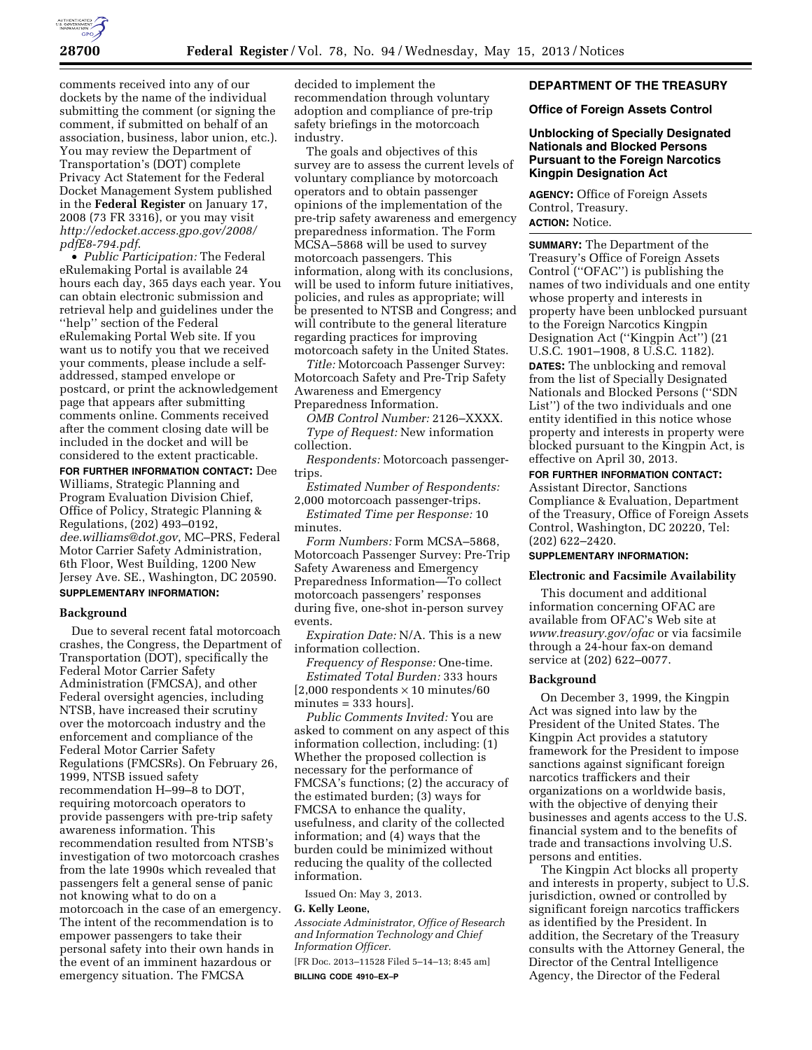comments received into any of our dockets by the name of the individual submitting the comment (or signing the comment, if submitted on behalf of an association, business, labor union, etc.). You may review the Department of Transportation's (DOT) complete Privacy Act Statement for the Federal Docket Management System published in the **Federal Register** on January 17, 2008 (73 FR 3316), or you may visit *http://edocket.access.gpo.gov/2008/pdfE8-794.pdf.*

- *Public Participation:* The Federal eRulemaking Portal is available 24 hours each day, 365 days each year. You can obtain electronic submission and retrieval help and guidelines under the ''help'' section of the Federal eRulemaking Portal Web site. If you want us to notify you that we received your comments, please include a self-addressed, stamped envelope or postcard, or print the acknowledgement page that appears after submitting comments online. Comments received after the comment closing date will be included in the docket and will be considered to the extent practicable.

**FOR FURTHER INFORMATION CONTACT:** Dee Williams, Strategic Planning and Program Evaluation Division Chief, Office of Policy, Strategic Planning & Regulations, (202) 493–0192, *dee.williams@dot.gov,* MC–PRS, Federal Motor Carrier Safety Administration, 6th Floor, West Building, 1200 New Jersey Ave. SE., Washington, DC 20590.

**SUPPLEMENTARY INFORMATION:**

## Background

Due to several recent fatal motorcoach crashes, the Congress, the Department of Transportation (DOT), specifically the Federal Motor Carrier Safety Administration (FMCSA), and other Federal oversight agencies, including NTSB, have increased their scrutiny over the motorcoach industry and the enforcement and compliance of the Federal Motor Carrier Safety Regulations (FMCSRs). On February 26, 1999, NTSB issued safety recommendation H–99–8 to DOT, requiring motorcoach operators to provide passengers with pre-trip safety awareness information. This recommendation resulted from NTSB's investigation of two motorcoach crashes from the late 1990s which revealed that passengers felt a general sense of panic not knowing what to do on a motorcoach in the case of an emergency. The intent of the recommendation is to empower passengers to take their personal safety into their own hands in the event of an imminent hazardous or emergency situation. The FMCSA decided to implement the recommendation through voluntary adoption and compliance of pre-trip safety briefings in the motorcoach industry.

The goals and objectives of this survey are to assess the current levels of voluntary compliance by motorcoach operators and to obtain passenger opinions of the implementation of the pre-trip safety awareness and emergency preparedness information. The Form MCSA–5868 will be used to survey motorcoach passengers. This information, along with its conclusions, will be used to inform future initiatives, policies, and rules as appropriate; will be presented to NTSB and Congress; and will contribute to the general literature regarding practices for improving motorcoach safety in the United States.

*Title:* Motorcoach Passenger Survey: Motorcoach Safety and Pre-Trip Safety Awareness and Emergency Preparedness Information.

*OMB Control Number:* 2126–XXXX.

*Type of Request:* New information collection.

*Respondents:* Motorcoach passenger-trips.

*Estimated Number of Respondents:* 2,000 motorcoach passenger-trips.

*Estimated Time per Response:* 10 minutes.

*Form Numbers:* Form MCSA–5868, Motorcoach Passenger Survey: Pre-Trip Safety Awareness and Emergency Preparedness Information—To collect motorcoach passengers' responses during five, one-shot in-person survey events.

*Expiration Date:* N/A. This is a new information collection.

*Frequency of Response:* One-time.

*Estimated Total Burden:* 333 hours [2,000 respondents × 10 minutes/60 minutes = 333 hours].

*Public Comments Invited:* You are asked to comment on any aspect of this information collection, including: (1) Whether the proposed collection is necessary for the performance of FMCSA's functions; (2) the accuracy of the estimated burden; (3) ways for FMCSA to enhance the quality, usefulness, and clarity of the collected information; and (4) ways that the burden could be minimized without reducing the quality of the collected information.

Issued On: May 3, 2013.

**G. Kelly Leone,**

*Associate Administrator, Office of Research and Information Technology and Chief Information Officer.*

[FR Doc. 2013–11528 Filed 5–14–13; 8:45 am]

**BILLING CODE 4910–EX–P**

# DEPARTMENT OF THE TREASURY

## Office of Foreign Assets Control

### Unblocking of Specially Designated Nationals and Blocked Persons Pursuant to the Foreign Narcotics Kingpin Designation Act

**AGENCY:** Office of Foreign Assets Control, Treasury.

**ACTION:** Notice.

**SUMMARY:** The Department of the Treasury's Office of Foreign Assets Control (''OFAC'') is publishing the names of two individuals and one entity whose property and interests in property have been unblocked pursuant to the Foreign Narcotics Kingpin Designation Act (''Kingpin Act'') (21 U.S.C. 1901–1908, 8 U.S.C. 1182).

**DATES:** The unblocking and removal from the list of Specially Designated Nationals and Blocked Persons (''SDN List'') of the two individuals and one entity identified in this notice whose property and interests in property were blocked pursuant to the Kingpin Act, is effective on April 30, 2013.

**FOR FURTHER INFORMATION CONTACT:** Assistant Director, Sanctions Compliance & Evaluation, Department of the Treasury, Office of Foreign Assets Control, Washington, DC 20220, Tel: (202) 622–2420.

**SUPPLEMENTARY INFORMATION:**

## Electronic and Facsimile Availability

This document and additional information concerning OFAC are available from OFAC's Web site at *www.treasury.gov/ofac* or via facsimile through a 24-hour fax-on demand service at (202) 622–0077.

## Background

On December 3, 1999, the Kingpin Act was signed into law by the President of the United States. The Kingpin Act provides a statutory framework for the President to impose sanctions against significant foreign narcotics traffickers and their organizations on a worldwide basis, with the objective of denying their businesses and agents access to the U.S. financial system and to the benefits of trade and transactions involving U.S. persons and entities.

The Kingpin Act blocks all property and interests in property, subject to U.S. jurisdiction, owned or controlled by significant foreign narcotics traffickers as identified by the President. In addition, the Secretary of the Treasury consults with the Attorney General, the Director of the Central Intelligence Agency, the Director of the Federal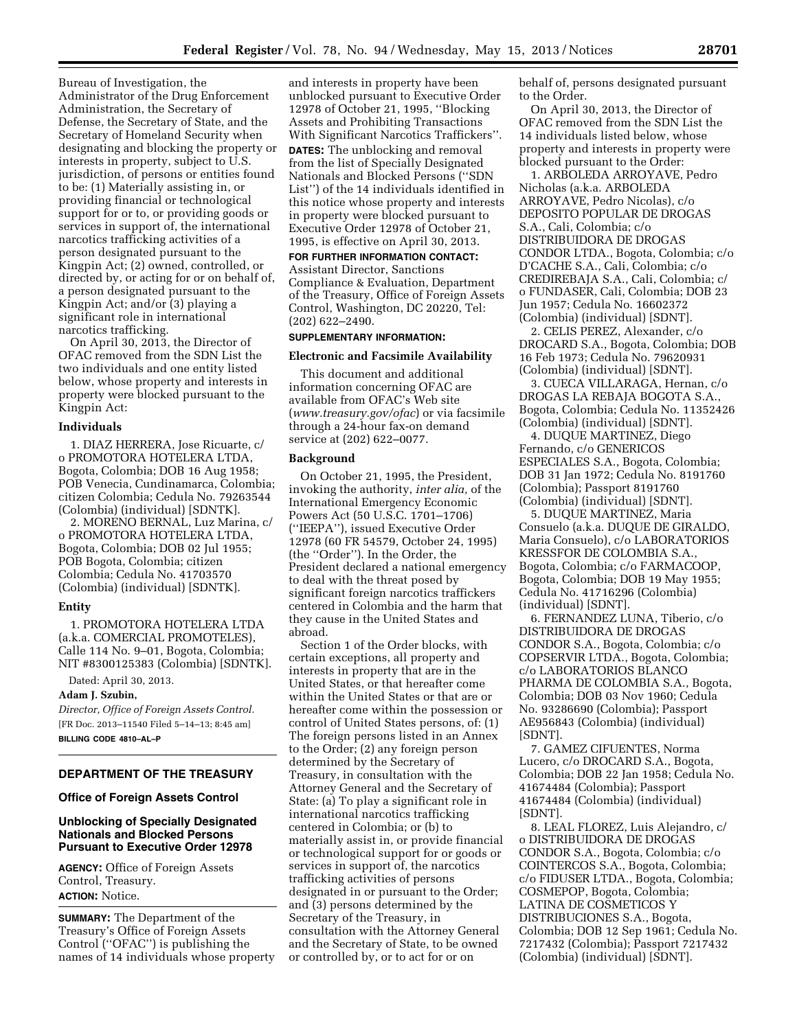Bureau of Investigation, the Administrator of the Drug Enforcement Administration, the Secretary of Defense, the Secretary of State, and the Secretary of Homeland Security when designating and blocking the property or interests in property, subject to U.S. jurisdiction, of persons or entities found to be: (1) Materially assisting in, or providing financial or technological support for or to, or providing goods or services in support of, the international narcotics trafficking activities of a person designated pursuant to the Kingpin Act; (2) owned, controlled, or directed by, or acting for or on behalf of, a person designated pursuant to the Kingpin Act; and/or (3) playing a significant role in international narcotics trafficking.

On April 30, 2013, the Director of OFAC removed from the SDN List the two individuals and one entity listed below, whose property and interests in property were blocked pursuant to the Kingpin Act:

### Individuals

1. DIAZ HERRERA, Jose Ricuarte, c/o PROMOTORA HOTELERA LTDA, Bogota, Colombia; DOB 16 Aug 1958; POB Venecia, Cundinamarca, Colombia; citizen Colombia; Cedula No. 79263544 (Colombia) (individual) [SDNTK].
2. MORENO BERNAL, Luz Marina, c/o PROMOTORA HOTELERA LTDA, Bogota, Colombia; DOB 02 Jul 1955; POB Bogota, Colombia; citizen Colombia; Cedula No. 41703570 (Colombia) (individual) [SDNTK].

### Entity

1. PROMOTORA HOTELERA LTDA (a.k.a. COMERCIAL PROMOTELES), Calle 114 No. 9–01, Bogota, Colombia; NIT #8300125383 (Colombia) [SDNTK].

Dated: April 30, 2013.

**Adam J. Szubin,**

*Director, Office of Foreign Assets Control.*

[FR Doc. 2013–11540 Filed 5–14–13; 8:45 am]

**BILLING CODE 4810–AL–P**

## DEPARTMENT OF THE TREASURY

### Office of Foreign Assets Control

### Unblocking of Specially Designated Nationals and Blocked Persons Pursuant to Executive Order 12978

**AGENCY:** Office of Foreign Assets Control, Treasury.

**ACTION:** Notice.

**SUMMARY:** The Department of the Treasury's Office of Foreign Assets Control (''OFAC'') is publishing the names of 14 individuals whose property and interests in property have been unblocked pursuant to Executive Order 12978 of October 21, 1995, ''Blocking Assets and Prohibiting Transactions With Significant Narcotics Traffickers''.

**DATES:** The unblocking and removal from the list of Specially Designated Nationals and Blocked Persons (''SDN List'') of the 14 individuals identified in this notice whose property and interests in property were blocked pursuant to Executive Order 12978 of October 21, 1995, is effective on April 30, 2013.

**FOR FURTHER INFORMATION CONTACT:** Assistant Director, Sanctions Compliance & Evaluation, Department of the Treasury, Office of Foreign Assets Control, Washington, DC 20220, Tel: (202) 622–2490.

**SUPPLEMENTARY INFORMATION:**

### Electronic and Facsimile Availability

This document and additional information concerning OFAC are available from OFAC's Web site (*www.treasury.gov/ofac*) or via facsimile through a 24-hour fax-on demand service at (202) 622–0077.

### Background

On October 21, 1995, the President, invoking the authority, *inter alia,* of the International Emergency Economic Powers Act (50 U.S.C. 1701–1706) (''IEEPA''), issued Executive Order 12978 (60 FR 54579, October 24, 1995) (the ''Order''). In the Order, the President declared a national emergency to deal with the threat posed by significant foreign narcotics traffickers centered in Colombia and the harm that they cause in the United States and abroad.

Section 1 of the Order blocks, with certain exceptions, all property and interests in property that are in the United States, or that hereafter come within the United States or that are or hereafter come within the possession or control of United States persons, of: (1) The foreign persons listed in an Annex to the Order; (2) any foreign person determined by the Secretary of Treasury, in consultation with the Attorney General and the Secretary of State: (a) To play a significant role in international narcotics trafficking centered in Colombia; or (b) to materially assist in, or provide financial or technological support for or goods or services in support of, the narcotics trafficking activities of persons designated in or pursuant to the Order; and (3) persons determined by the Secretary of the Treasury, in consultation with the Attorney General and the Secretary of State, to be owned or controlled by, or to act for or on behalf of, persons designated pursuant to the Order.

On April 30, 2013, the Director of OFAC removed from the SDN List the 14 individuals listed below, whose property and interests in property were blocked pursuant to the Order:

1. ARBOLEDA ARROYAVE, Pedro Nicholas (a.k.a. ARBOLEDA ARROYAVE, Pedro Nicolas), c/o DEPOSITO POPULAR DE DROGAS S.A., Cali, Colombia; c/o DISTRIBUIDORA DE DROGAS CONDOR LTDA., Bogota, Colombia; c/o D'CACHE S.A., Cali, Colombia; c/o CREDIREBAJA S.A., Cali, Colombia; c/o FUNDASER, Cali, Colombia; DOB 23 Jun 1957; Cedula No. 16602372 (Colombia) (individual) [SDNT].
2. CELIS PEREZ, Alexander, c/o DROCARD S.A., Bogota, Colombia; DOB 16 Feb 1973; Cedula No. 79620931 (Colombia) (individual) [SDNT].
3. CUECA VILLARAGA, Hernan, c/o DROGAS LA REBAJA BOGOTA S.A., Bogota, Colombia; Cedula No. 11352426 (Colombia) (individual) [SDNT].
4. DUQUE MARTINEZ, Diego Fernando, c/o GENERICOS ESPECIALES S.A., Bogota, Colombia; DOB 31 Jan 1972; Cedula No. 8191760 (Colombia); Passport 8191760 (Colombia) (individual) [SDNT].
5. DUQUE MARTINEZ, Maria Consuelo (a.k.a. DUQUE DE GIRALDO, Maria Consuelo), c/o LABORATORIOS KRESSFOR DE COLOMBIA S.A., Bogota, Colombia; c/o FARMACOOP, Bogota, Colombia; DOB 19 May 1955; Cedula No. 41716296 (Colombia) (individual) [SDNT].
6. FERNANDEZ LUNA, Tiberio, c/o DISTRIBUIDORA DE DROGAS CONDOR S.A., Bogota, Colombia; c/o COPSERVIR LTDA., Bogota, Colombia; c/o LABORATORIOS BLANCO PHARMA DE COLOMBIA S.A., Bogota, Colombia; DOB 03 Nov 1960; Cedula No. 93286690 (Colombia); Passport AE956843 (Colombia) (individual) [SDNT].
7. GAMEZ CIFUENTES, Norma Lucero, c/o DROCARD S.A., Bogota, Colombia; DOB 22 Jan 1958; Cedula No. 41674484 (Colombia); Passport 41674484 (Colombia) (individual) [SDNT].
8. LEAL FLOREZ, Luis Alejandro, c/o DISTRIBUIDORA DE DROGAS CONDOR S.A., Bogota, Colombia; c/o COINTERCOS S.A., Bogota, Colombia; c/o FIDUSER LTDA., Bogota, Colombia; COSMEPOP, Bogota, Colombia; LATINA DE COSMETICOS Y DISTRIBUCIONES S.A., Bogota, Colombia; DOB 12 Sep 1961; Cedula No. 7217432 (Colombia); Passport 7217432 (Colombia) (individual) [SDNT].